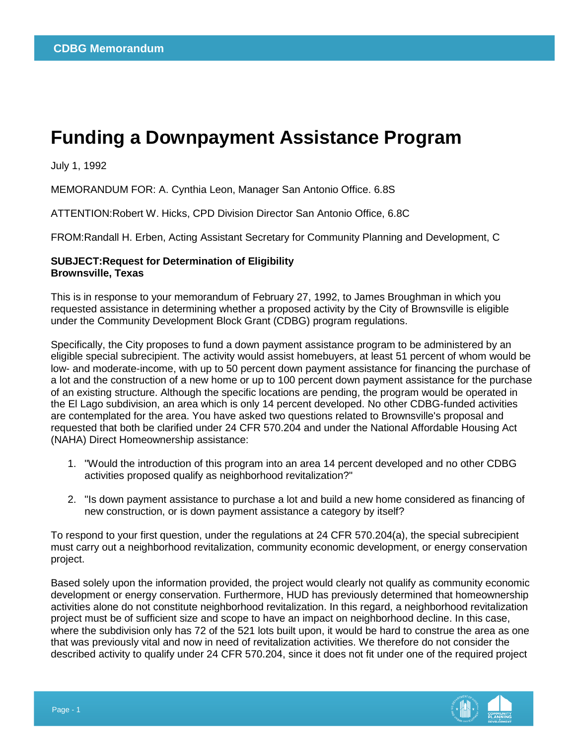# Funding a Downpayment Assistance Program

July 1, 1992

MEMORANDUM FOR: A. Cynthia Leon, Manager San Antonio Office. 6.8S

ATTENTION:Robert W. Hicks, CPD Division Director San Antonio Office, 6.8C

FROM:Randall H. Erben, Acting Assistant Secretary for Community Planning and Development, C

**SUBJECT:Request for Determination of Eligibility**
**Brownsville, Texas**

This is in response to your memorandum of February 27, 1992, to James Broughman in which you requested assistance in determining whether a proposed activity by the City of Brownsville is eligible under the Community Development Block Grant (CDBG) program regulations.

Specifically, the City proposes to fund a down payment assistance program to be administered by an eligible special subrecipient. The activity would assist homebuyers, at least 51 percent of whom would be low- and moderate-income, with up to 50 percent down payment assistance for financing the purchase of a lot and the construction of a new home or up to 100 percent down payment assistance for the purchase of an existing structure. Although the specific locations are pending, the program would be operated in the El Lago subdivision, an area which is only 14 percent developed. No other CDBG-funded activities are contemplated for the area. You have asked two questions related to Brownsville's proposal and requested that both be clarified under 24 CFR 570.204 and under the National Affordable Housing Act (NAHA) Direct Homeownership assistance:

1. "Would the introduction of this program into an area 14 percent developed and no other CDBG activities proposed qualify as neighborhood revitalization?"
2. "Is down payment assistance to purchase a lot and build a new home considered as financing of new construction, or is down payment assistance a category by itself?

To respond to your first question, under the regulations at 24 CFR 570.204(a), the special subrecipient must carry out a neighborhood revitalization, community economic development, or energy conservation project.

Based solely upon the information provided, the project would clearly not qualify as community economic development or energy conservation. Furthermore, HUD has previously determined that homeownership activities alone do not constitute neighborhood revitalization. In this regard, a neighborhood revitalization project must be of sufficient size and scope to have an impact on neighborhood decline. In this case, where the subdivision only has 72 of the 521 lots built upon, it would be hard to construe the area as one that was previously vital and now in need of revitalization activities. We therefore do not consider the described activity to qualify under 24 CFR 570.204, since it does not fit under one of the required project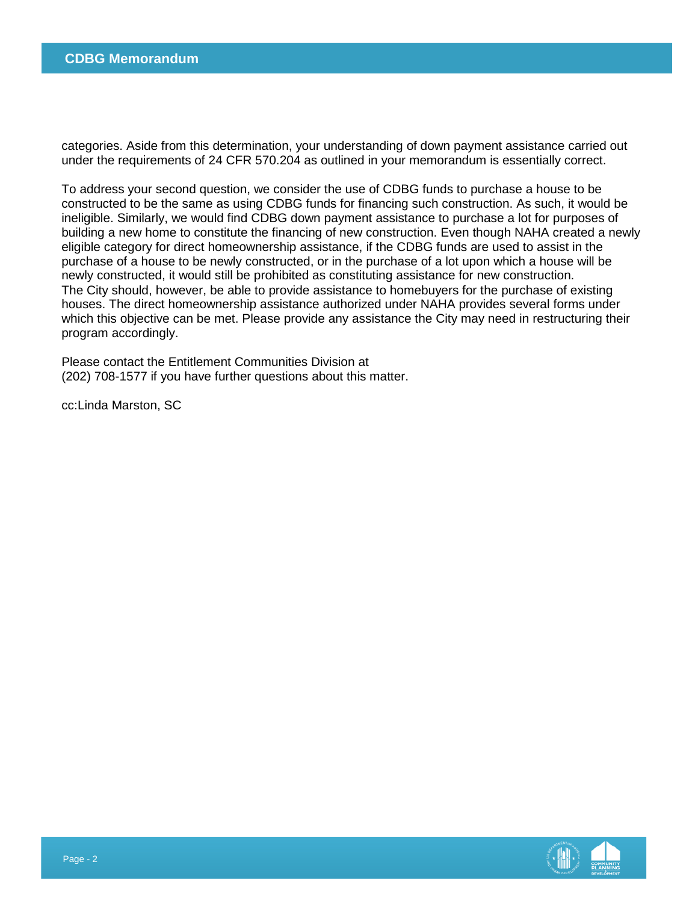categories. Aside from this determination, your understanding of down payment assistance carried out under the requirements of 24 CFR 570.204 as outlined in your memorandum is essentially correct.

To address your second question, we consider the use of CDBG funds to purchase a house to be constructed to be the same as using CDBG funds for financing such construction. As such, it would be ineligible. Similarly, we would find CDBG down payment assistance to purchase a lot for purposes of building a new home to constitute the financing of new construction. Even though NAHA created a newly eligible category for direct homeownership assistance, if the CDBG funds are used to assist in the purchase of a house to be newly constructed, or in the purchase of a lot upon which a house will be newly constructed, it would still be prohibited as constituting assistance for new construction. The City should, however, be able to provide assistance to homebuyers for the purchase of existing houses. The direct homeownership assistance authorized under NAHA provides several forms under which this objective can be met. Please provide any assistance the City may need in restructuring their program accordingly.

Please contact the Entitlement Communities Division at (202) 708-1577 if you have further questions about this matter.

cc:Linda Marston, SC